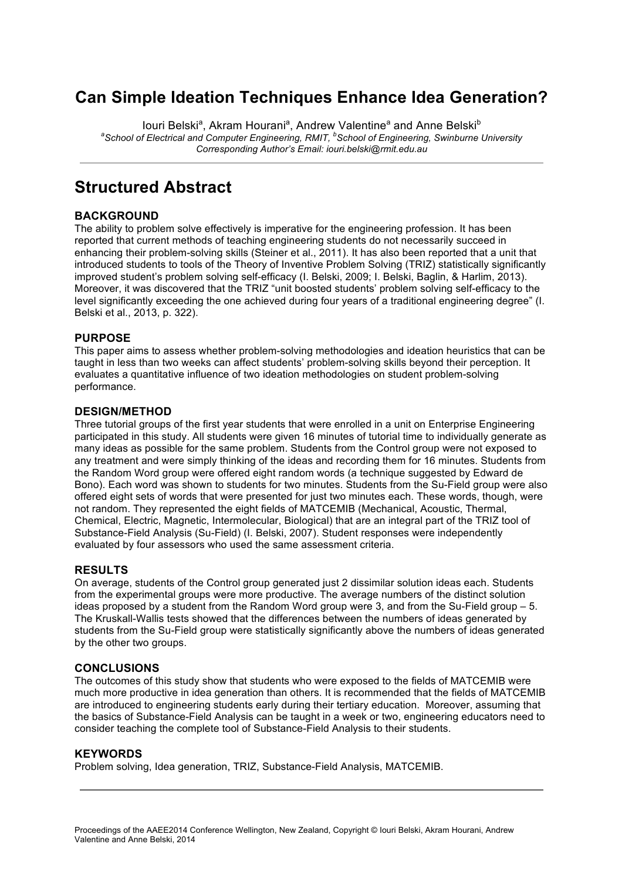# Can Simple Ideation Techniques Enhance Idea Generation?

Iouri Belski[a], Akram Hourani[a], Andrew Valentine[a] and Anne Belski[b]

[a]*School of Electrical and Computer Engineering, RMIT,* [b]*School of Engineering, Swinburne University*
*Corresponding Author's Email: iouri.belski@rmit.edu.au*

---

# Structured Abstract

### BACKGROUND

The ability to problem solve effectively is imperative for the engineering profession. It has been reported that current methods of teaching engineering students do not necessarily succeed in enhancing their problem-solving skills (Steiner et al., 2011). It has also been reported that a unit that introduced students to tools of the Theory of Inventive Problem Solving (TRIZ) statistically significantly improved student's problem solving self-efficacy (I. Belski, 2009; I. Belski, Baglin, & Harlim, 2013). Moreover, it was discovered that the TRIZ "unit boosted students' problem solving self-efficacy to the level significantly exceeding the one achieved during four years of a traditional engineering degree" (I. Belski et al., 2013, p. 322).

### PURPOSE

This paper aims to assess whether problem-solving methodologies and ideation heuristics that can be taught in less than two weeks can affect students' problem-solving skills beyond their perception. It evaluates a quantitative influence of two ideation methodologies on student problem-solving performance.

### DESIGN/METHOD

Three tutorial groups of the first year students that were enrolled in a unit on Enterprise Engineering participated in this study. All students were given 16 minutes of tutorial time to individually generate as many ideas as possible for the same problem. Students from the Control group were not exposed to any treatment and were simply thinking of the ideas and recording them for 16 minutes. Students from the Random Word group were offered eight random words (a technique suggested by Edward de Bono). Each word was shown to students for two minutes. Students from the Su-Field group were also offered eight sets of words that were presented for just two minutes each. These words, though, were not random. They represented the eight fields of MATCEMIB (Mechanical, Acoustic, Thermal, Chemical, Electric, Magnetic, Intermolecular, Biological) that are an integral part of the TRIZ tool of Substance-Field Analysis (Su-Field) (I. Belski, 2007). Student responses were independently evaluated by four assessors who used the same assessment criteria.

### RESULTS

On average, students of the Control group generated just 2 dissimilar solution ideas each. Students from the experimental groups were more productive. The average numbers of the distinct solution ideas proposed by a student from the Random Word group were 3, and from the Su-Field group – 5. The Kruskall-Wallis tests showed that the differences between the numbers of ideas generated by students from the Su-Field group were statistically significantly above the numbers of ideas generated by the other two groups.

### CONCLUSIONS

The outcomes of this study show that students who were exposed to the fields of MATCEMIB were much more productive in idea generation than others. It is recommended that the fields of MATCEMIB are introduced to engineering students early during their tertiary education. Moreover, assuming that the basics of Substance-Field Analysis can be taught in a week or two, engineering educators need to consider teaching the complete tool of Substance-Field Analysis to their students.

### KEYWORDS

Problem solving, Idea generation, TRIZ, Substance-Field Analysis, MATCEMIB.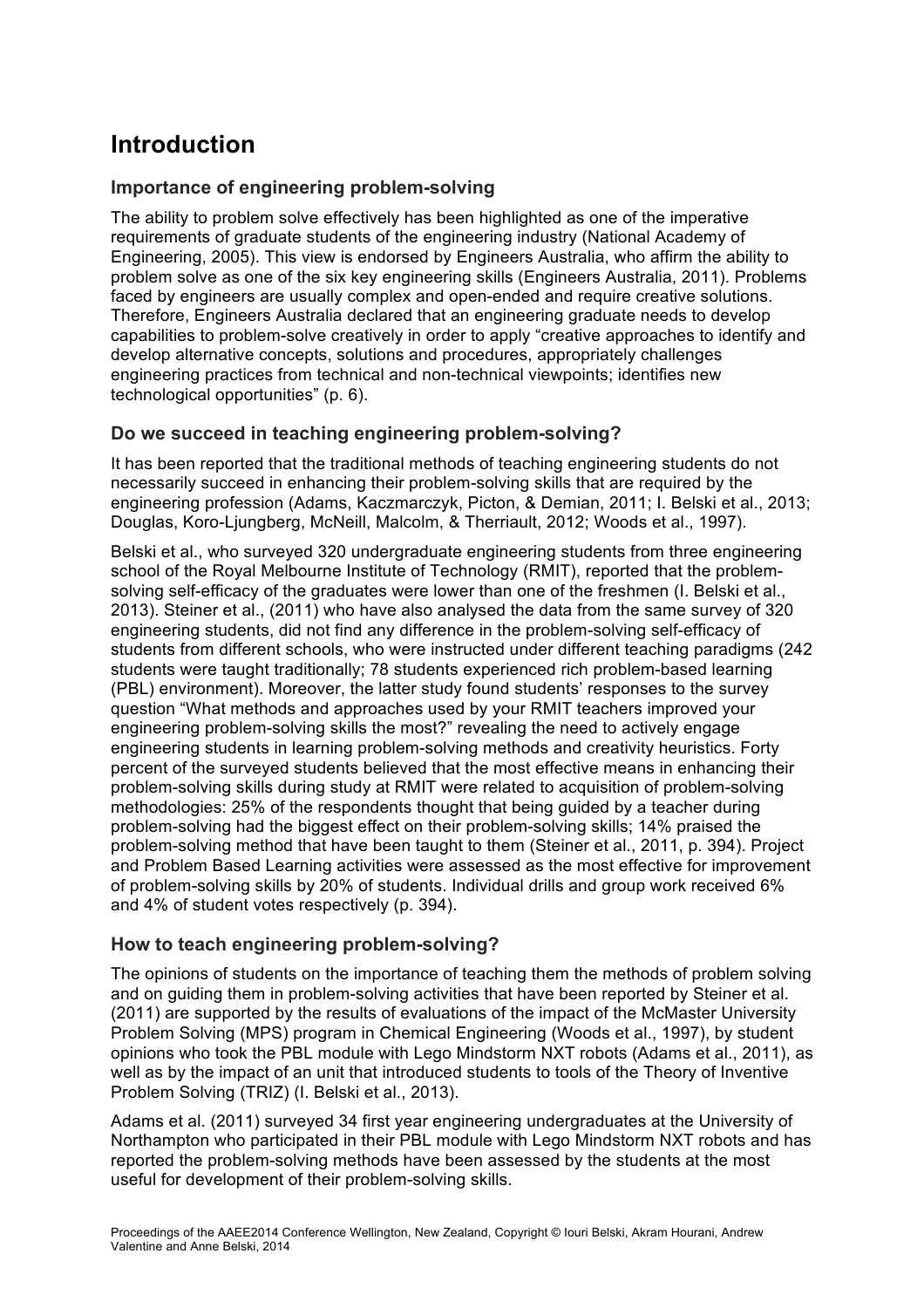# Introduction

## Importance of engineering problem-solving

The ability to problem solve effectively has been highlighted as one of the imperative requirements of graduate students of the engineering industry (National Academy of Engineering, 2005). This view is endorsed by Engineers Australia, who affirm the ability to problem solve as one of the six key engineering skills (Engineers Australia, 2011). Problems faced by engineers are usually complex and open-ended and require creative solutions. Therefore, Engineers Australia declared that an engineering graduate needs to develop capabilities to problem-solve creatively in order to apply "creative approaches to identify and develop alternative concepts, solutions and procedures, appropriately challenges engineering practices from technical and non-technical viewpoints; identifies new technological opportunities" (p. 6).

## Do we succeed in teaching engineering problem-solving?

It has been reported that the traditional methods of teaching engineering students do not necessarily succeed in enhancing their problem-solving skills that are required by the engineering profession (Adams, Kaczmarczyk, Picton, & Demian, 2011; I. Belski et al., 2013; Douglas, Koro-Ljungberg, McNeill, Malcolm, & Therriault, 2012; Woods et al., 1997).

Belski et al., who surveyed 320 undergraduate engineering students from three engineering school of the Royal Melbourne Institute of Technology (RMIT), reported that the problem-solving self-efficacy of the graduates were lower than one of the freshmen (I. Belski et al., 2013). Steiner et al., (2011) who have also analysed the data from the same survey of 320 engineering students, did not find any difference in the problem-solving self-efficacy of students from different schools, who were instructed under different teaching paradigms (242 students were taught traditionally; 78 students experienced rich problem-based learning (PBL) environment). Moreover, the latter study found students' responses to the survey question "What methods and approaches used by your RMIT teachers improved your engineering problem-solving skills the most?" revealing the need to actively engage engineering students in learning problem-solving methods and creativity heuristics. Forty percent of the surveyed students believed that the most effective means in enhancing their problem-solving skills during study at RMIT were related to acquisition of problem-solving methodologies: 25% of the respondents thought that being guided by a teacher during problem-solving had the biggest effect on their problem-solving skills; 14% praised the problem-solving method that have been taught to them (Steiner et al., 2011, p. 394). Project and Problem Based Learning activities were assessed as the most effective for improvement of problem-solving skills by 20% of students. Individual drills and group work received 6% and 4% of student votes respectively (p. 394).

## How to teach engineering problem-solving?

The opinions of students on the importance of teaching them the methods of problem solving and on guiding them in problem-solving activities that have been reported by Steiner et al. (2011) are supported by the results of evaluations of the impact of the McMaster University Problem Solving (MPS) program in Chemical Engineering (Woods et al., 1997), by student opinions who took the PBL module with Lego Mindstorm NXT robots (Adams et al., 2011), as well as by the impact of an unit that introduced students to tools of the Theory of Inventive Problem Solving (TRIZ) (I. Belski et al., 2013).

Adams et al. (2011) surveyed 34 first year engineering undergraduates at the University of Northampton who participated in their PBL module with Lego Mindstorm NXT robots and has reported the problem-solving methods have been assessed by the students at the most useful for development of their problem-solving skills.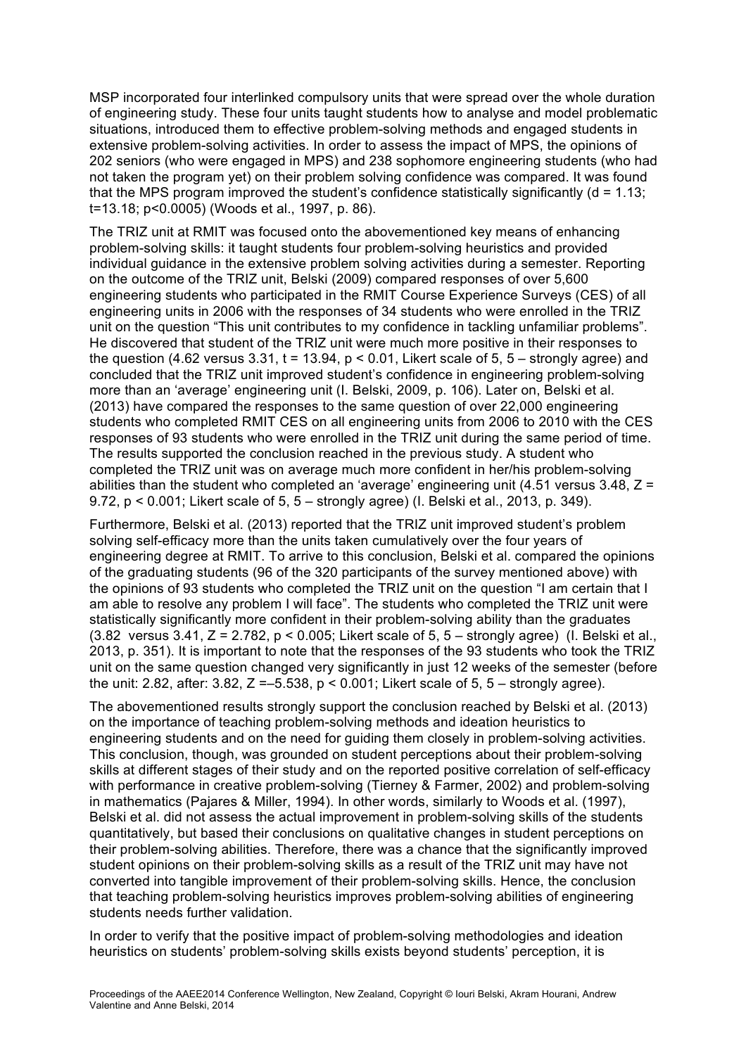MSP incorporated four interlinked compulsory units that were spread over the whole duration of engineering study. These four units taught students how to analyse and model problematic situations, introduced them to effective problem-solving methods and engaged students in extensive problem-solving activities. In order to assess the impact of MPS, the opinions of 202 seniors (who were engaged in MPS) and 238 sophomore engineering students (who had not taken the program yet) on their problem solving confidence was compared. It was found that the MPS program improved the student's confidence statistically significantly ($d = 1.13$; $t=13.18$; $p<0.0005$) (Woods et al., 1997, p. 86).

The TRIZ unit at RMIT was focused onto the abovementioned key means of enhancing problem-solving skills: it taught students four problem-solving heuristics and provided individual guidance in the extensive problem solving activities during a semester. Reporting on the outcome of the TRIZ unit, Belski (2009) compared responses of over 5,600 engineering students who participated in the RMIT Course Experience Surveys (CES) of all engineering units in 2006 with the responses of 34 students who were enrolled in the TRIZ unit on the question "This unit contributes to my confidence in tackling unfamiliar problems". He discovered that student of the TRIZ unit were much more positive in their responses to the question (4.62 versus 3.31, $t = 13.94$, $p < 0.01$, Likert scale of 5, 5 – strongly agree) and concluded that the TRIZ unit improved student's confidence in engineering problem-solving more than an 'average' engineering unit (I. Belski, 2009, p. 106). Later on, Belski et al. (2013) have compared the responses to the same question of over 22,000 engineering students who completed RMIT CES on all engineering units from 2006 to 2010 with the CES responses of 93 students who were enrolled in the TRIZ unit during the same period of time. The results supported the conclusion reached in the previous study. A student who completed the TRIZ unit was on average much more confident in her/his problem-solving abilities than the student who completed an 'average' engineering unit (4.51 versus 3.48, $Z = 9.72$, $p < 0.001$; Likert scale of 5, 5 – strongly agree) (I. Belski et al., 2013, p. 349).

Furthermore, Belski et al. (2013) reported that the TRIZ unit improved student's problem solving self-efficacy more than the units taken cumulatively over the four years of engineering degree at RMIT. To arrive to this conclusion, Belski et al. compared the opinions of the graduating students (96 of the 320 participants of the survey mentioned above) with the opinions of 93 students who completed the TRIZ unit on the question "I am certain that I am able to resolve any problem I will face". The students who completed the TRIZ unit were statistically significantly more confident in their problem-solving ability than the graduates (3.82 versus 3.41, $Z = 2.782$, $p < 0.005$; Likert scale of 5, 5 – strongly agree) (I. Belski et al., 2013, p. 351). It is important to note that the responses of the 93 students who took the TRIZ unit on the same question changed very significantly in just 12 weeks of the semester (before the unit: 2.82, after: 3.82, $Z = -5.538$, $p < 0.001$; Likert scale of 5, 5 – strongly agree).

The abovementioned results strongly support the conclusion reached by Belski et al. (2013) on the importance of teaching problem-solving methods and ideation heuristics to engineering students and on the need for guiding them closely in problem-solving activities. This conclusion, though, was grounded on student perceptions about their problem-solving skills at different stages of their study and on the reported positive correlation of self-efficacy with performance in creative problem-solving (Tierney & Farmer, 2002) and problem-solving in mathematics (Pajares & Miller, 1994). In other words, similarly to Woods et al. (1997), Belski et al. did not assess the actual improvement in problem-solving skills of the students quantitatively, but based their conclusions on qualitative changes in student perceptions on their problem-solving abilities. Therefore, there was a chance that the significantly improved student opinions on their problem-solving skills as a result of the TRIZ unit may have not converted into tangible improvement of their problem-solving skills. Hence, the conclusion that teaching problem-solving heuristics improves problem-solving abilities of engineering students needs further validation.

In order to verify that the positive impact of problem-solving methodologies and ideation heuristics on students' problem-solving skills exists beyond students' perception, it is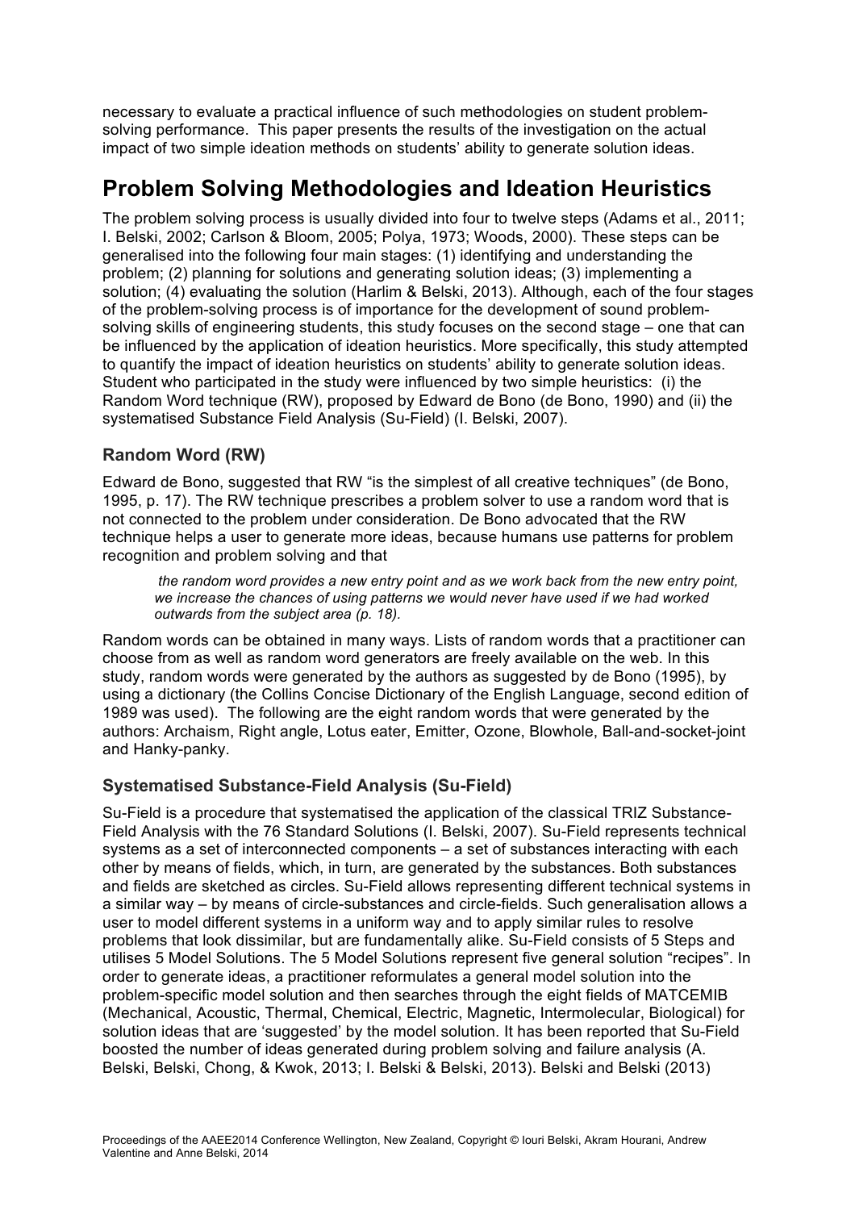necessary to evaluate a practical influence of such methodologies on student problem-solving performance. This paper presents the results of the investigation on the actual impact of two simple ideation methods on students' ability to generate solution ideas.

## Problem Solving Methodologies and Ideation Heuristics

The problem solving process is usually divided into four to twelve steps (Adams et al., 2011; I. Belski, 2002; Carlson & Bloom, 2005; Polya, 1973; Woods, 2000). These steps can be generalised into the following four main stages: (1) identifying and understanding the problem; (2) planning for solutions and generating solution ideas; (3) implementing a solution; (4) evaluating the solution (Harlim & Belski, 2013). Although, each of the four stages of the problem-solving process is of importance for the development of sound problem-solving skills of engineering students, this study focuses on the second stage – one that can be influenced by the application of ideation heuristics. More specifically, this study attempted to quantify the impact of ideation heuristics on students' ability to generate solution ideas. Student who participated in the study were influenced by two simple heuristics: (i) the Random Word technique (RW), proposed by Edward de Bono (de Bono, 1990) and (ii) the systematised Substance Field Analysis (Su-Field) (I. Belski, 2007).

### Random Word (RW)

Edward de Bono, suggested that RW "is the simplest of all creative techniques" (de Bono, 1995, p. 17). The RW technique prescribes a problem solver to use a random word that is not connected to the problem under consideration. De Bono advocated that the RW technique helps a user to generate more ideas, because humans use patterns for problem recognition and problem solving and that

> *the random word provides a new entry point and as we work back from the new entry point, we increase the chances of using patterns we would never have used if we had worked outwards from the subject area (p. 18).*

Random words can be obtained in many ways. Lists of random words that a practitioner can choose from as well as random word generators are freely available on the web. In this study, random words were generated by the authors as suggested by de Bono (1995), by using a dictionary (the Collins Concise Dictionary of the English Language, second edition of 1989 was used). The following are the eight random words that were generated by the authors: Archaism, Right angle, Lotus eater, Emitter, Ozone, Blowhole, Ball-and-socket-joint and Hanky-panky.

### Systematised Substance-Field Analysis (Su-Field)

Su-Field is a procedure that systematised the application of the classical TRIZ Substance-Field Analysis with the 76 Standard Solutions (I. Belski, 2007). Su-Field represents technical systems as a set of interconnected components – a set of substances interacting with each other by means of fields, which, in turn, are generated by the substances. Both substances and fields are sketched as circles. Su-Field allows representing different technical systems in a similar way – by means of circle-substances and circle-fields. Such generalisation allows a user to model different systems in a uniform way and to apply similar rules to resolve problems that look dissimilar, but are fundamentally alike. Su-Field consists of 5 Steps and utilises 5 Model Solutions. The 5 Model Solutions represent five general solution "recipes". In order to generate ideas, a practitioner reformulates a general model solution into the problem-specific model solution and then searches through the eight fields of MATCEMIB (Mechanical, Acoustic, Thermal, Chemical, Electric, Magnetic, Intermolecular, Biological) for solution ideas that are 'suggested' by the model solution. It has been reported that Su-Field boosted the number of ideas generated during problem solving and failure analysis (A. Belski, Belski, Chong, & Kwok, 2013; I. Belski & Belski, 2013). Belski and Belski (2013)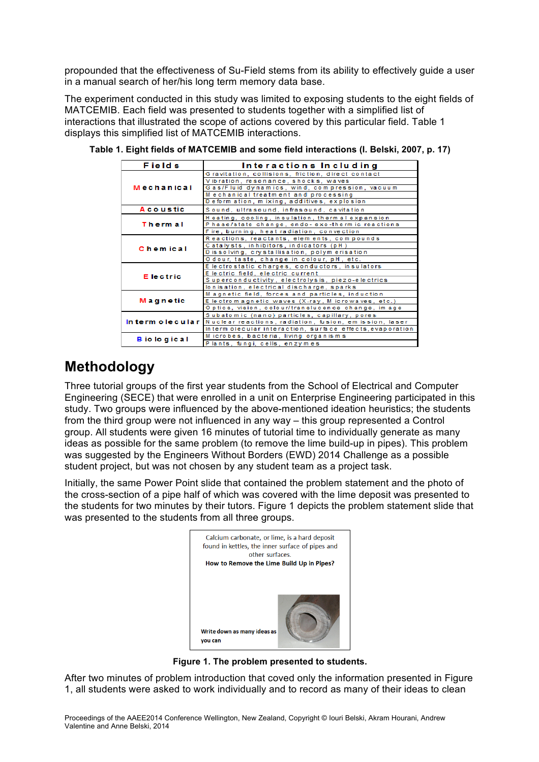propounded that the effectiveness of Su-Field stems from its ability to effectively guide a user in a manual search of her/his long term memory data base.

The experiment conducted in this study was limited to exposing students to the eight fields of MATCEMIB. Each field was presented to students together with a simplified list of interactions that illustrated the scope of actions covered by this particular field. Table 1 displays this simplified list of MATCEMIB interactions.

**Table 1. Eight fields of MATCEMIB and some field interactions (I. Belski, 2007, p. 17)**

| Fields | Interactions Including |
|---|---|
| Mechanical | Gravitation, collisions, friction, direct contact |
| | Vibration, resonance, shocks, waves |
| | Gas/Fluid dynamics, wind, compression, vacuum |
| | Mechanical treatment and processing |
| | Deformation, mixing, additives, explosion |
| Acoustic | Sound, ultrasound, infrasound, cavitation |
| Thermal | Heating, cooling, insulation, thermal expansion |
| | Phase/state change, endo-exo-thermic reactions |
| | Fire, burning, heat radiation, convection |
| Chemical | Reactions, reactants, elements, compounds |
| | Catalysts, inhibitors, indicators (pH) |
| | Dissolving, crystallisation, polymerisation |
| | Odour, taste, change in colour, pH, etc. |
| Electric | Electrostatic charges, conductors, insulators |
| | Electric field, electric current |
| | Superconductivity, electrolysis, piezo-electrics |
| | Ionisation, electrical discharge, sparks |
| Magnetic | Magnetic field, forces and particles, induction |
| | Electromagnetic waves (X-ray, Microwaves, etc.) |
| | Optics, vision, colour/translucence change, image |
| Intermolecular | Subatomic (nano) particles, capillary, pores |
| | Nuclear reactions, radiation, fusion, emission, laser |
| | Intermolecular interaction, surface effects, evaporation |
| Biological | Microbes, bacteria, living organisms |
| | Plants, fungi, cells, enzymes |

## Methodology

Three tutorial groups of the first year students from the School of Electrical and Computer Engineering (SECE) that were enrolled in a unit on Enterprise Engineering participated in this study. Two groups were influenced by the above-mentioned ideation heuristics; the students from the third group were not influenced in any way – this group represented a Control group. All students were given 16 minutes of tutorial time to individually generate as many ideas as possible for the same problem (to remove the lime build-up in pipes). This problem was suggested by the Engineers Without Borders (EWD) 2014 Challenge as a possible student project, but was not chosen by any student team as a project task.

Initially, the same Power Point slide that contained the problem statement and the photo of the cross-section of a pipe half of which was covered with the lime deposit was presented to the students for two minutes by their tutors. Figure 1 depicts the problem statement slide that was presented to the students from all three groups.

Calcium carbonate, or lime, is a hard deposit found in kettles, the inner surface of pipes and other surfaces.
**How to Remove the Lime Build Up in Pipes?**

**Write down as many ideas as you can**

**Figure 1. The problem presented to students.**

After two minutes of problem introduction that coved only the information presented in Figure 1, all students were asked to work individually and to record as many of their ideas to clean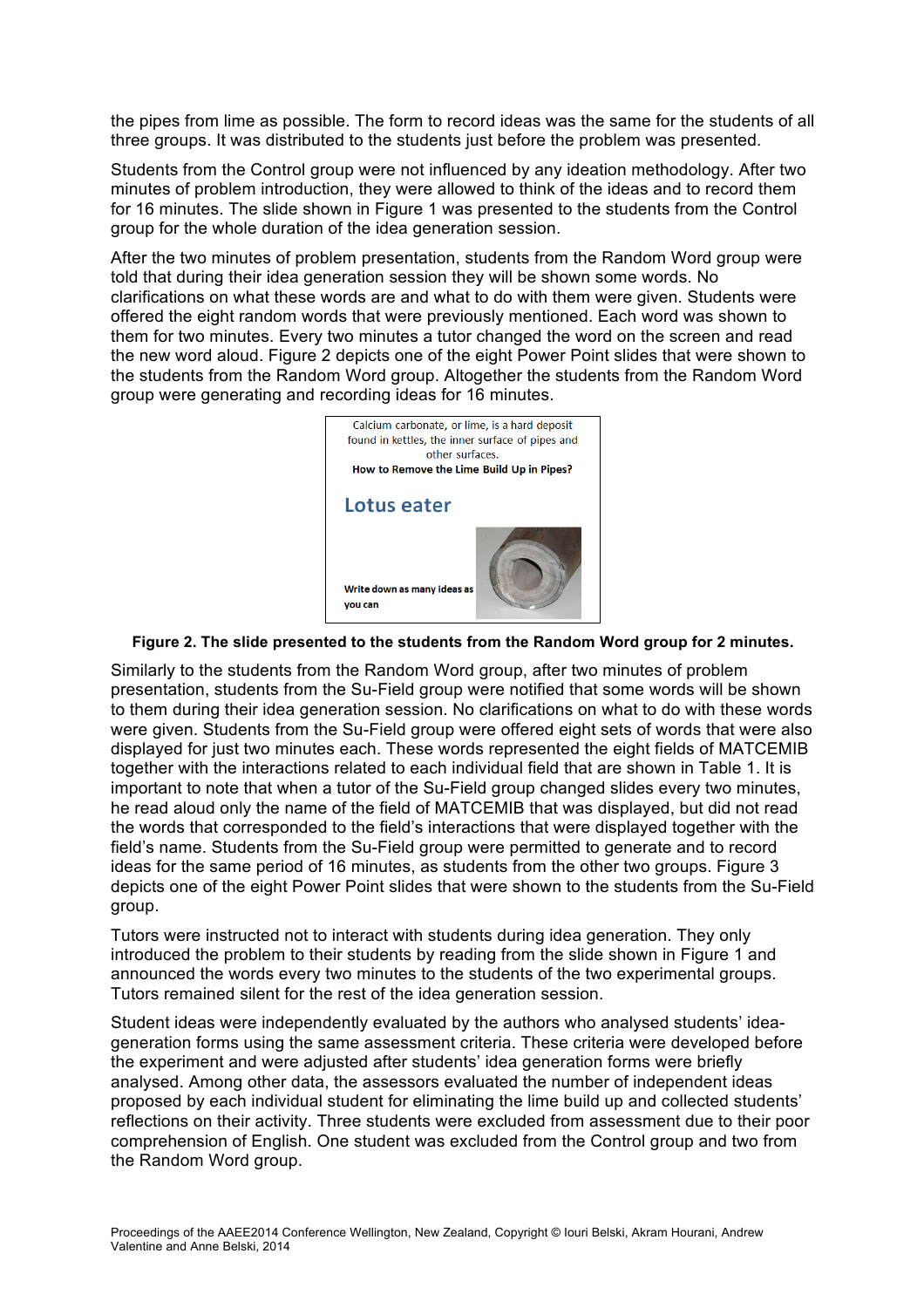the pipes from lime as possible. The form to record ideas was the same for the students of all three groups. It was distributed to the students just before the problem was presented.

Students from the Control group were not influenced by any ideation methodology. After two minutes of problem introduction, they were allowed to think of the ideas and to record them for 16 minutes. The slide shown in Figure 1 was presented to the students from the Control group for the whole duration of the idea generation session.

After the two minutes of problem presentation, students from the Random Word group were told that during their idea generation session they will be shown some words. No clarifications on what these words are and what to do with them were given. Students were offered the eight random words that were previously mentioned. Each word was shown to them for two minutes. Every two minutes a tutor changed the word on the screen and read the new word aloud. Figure 2 depicts one of the eight Power Point slides that were shown to the students from the Random Word group. Altogether the students from the Random Word group were generating and recording ideas for 16 minutes.

Calcium carbonate, or lime, is a hard deposit found in kettles, the inner surface of pipes and other surfaces.
**How to Remove the Lime Build Up in Pipes?**

Lotus eater

**Write down as many ideas as you can**

**Figure 2. The slide presented to the students from the Random Word group for 2 minutes.**

Similarly to the students from the Random Word group, after two minutes of problem presentation, students from the Su-Field group were notified that some words will be shown to them during their idea generation session. No clarifications on what to do with these words were given. Students from the Su-Field group were offered eight sets of words that were also displayed for just two minutes each. These words represented the eight fields of MATCEMIB together with the interactions related to each individual field that are shown in Table 1. It is important to note that when a tutor of the Su-Field group changed slides every two minutes, he read aloud only the name of the field of MATCEMIB that was displayed, but did not read the words that corresponded to the field's interactions that were displayed together with the field's name. Students from the Su-Field group were permitted to generate and to record ideas for the same period of 16 minutes, as students from the other two groups. Figure 3 depicts one of the eight Power Point slides that were shown to the students from the Su-Field group.

Tutors were instructed not to interact with students during idea generation. They only introduced the problem to their students by reading from the slide shown in Figure 1 and announced the words every two minutes to the students of the two experimental groups. Tutors remained silent for the rest of the idea generation session.

Student ideas were independently evaluated by the authors who analysed students' idea-generation forms using the same assessment criteria. These criteria were developed before the experiment and were adjusted after students' idea generation forms were briefly analysed. Among other data, the assessors evaluated the number of independent ideas proposed by each individual student for eliminating the lime build up and collected students' reflections on their activity. Three students were excluded from assessment due to their poor comprehension of English. One student was excluded from the Control group and two from the Random Word group.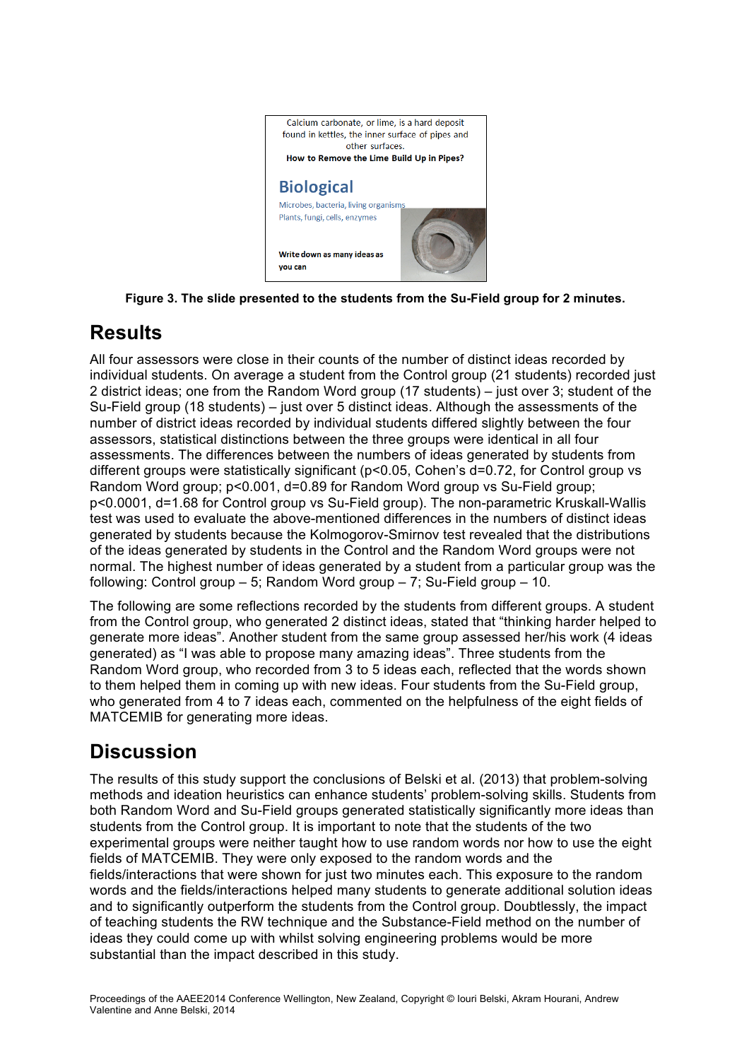Calcium carbonate, or lime, is a hard deposit found in kettles, the inner surface of pipes and other surfaces.

**How to Remove the Lime Build Up in Pipes?**

**Biological**

Microbes, bacteria, living organisms
Plants, fungi, cells, enzymes

Write down as many ideas as you can

**Figure 3. The slide presented to the students from the Su-Field group for 2 minutes.**

# Results

All four assessors were close in their counts of the number of distinct ideas recorded by individual students. On average a student from the Control group (21 students) recorded just 2 district ideas; one from the Random Word group (17 students) – just over 3; student of the Su-Field group (18 students) – just over 5 distinct ideas. Although the assessments of the number of district ideas recorded by individual students differed slightly between the four assessors, statistical distinctions between the three groups were identical in all four assessments. The differences between the numbers of ideas generated by students from different groups were statistically significant ($p<0.05$, Cohen's $d=0.72$, for Control group vs Random Word group; $p<0.001$, $d=0.89$ for Random Word group vs Su-Field group; $p<0.0001$, $d=1.68$ for Control group vs Su-Field group). The non-parametric Kruskall-Wallis test was used to evaluate the above-mentioned differences in the numbers of distinct ideas generated by students because the Kolmogorov-Smirnov test revealed that the distributions of the ideas generated by students in the Control and the Random Word groups were not normal. The highest number of ideas generated by a student from a particular group was the following: Control group – 5; Random Word group – 7; Su-Field group – 10.

The following are some reflections recorded by the students from different groups. A student from the Control group, who generated 2 distinct ideas, stated that "thinking harder helped to generate more ideas". Another student from the same group assessed her/his work (4 ideas generated) as "I was able to propose many amazing ideas". Three students from the Random Word group, who recorded from 3 to 5 ideas each, reflected that the words shown to them helped them in coming up with new ideas. Four students from the Su-Field group, who generated from 4 to 7 ideas each, commented on the helpfulness of the eight fields of MATCEMIB for generating more ideas.

# Discussion

The results of this study support the conclusions of Belski et al. (2013) that problem-solving methods and ideation heuristics can enhance students' problem-solving skills. Students from both Random Word and Su-Field groups generated statistically significantly more ideas than students from the Control group. It is important to note that the students of the two experimental groups were neither taught how to use random words nor how to use the eight fields of MATCEMIB. They were only exposed to the random words and the fields/interactions that were shown for just two minutes each. This exposure to the random words and the fields/interactions helped many students to generate additional solution ideas and to significantly outperform the students from the Control group. Doubtlessly, the impact of teaching students the RW technique and the Substance-Field method on the number of ideas they could come up with whilst solving engineering problems would be more substantial than the impact described in this study.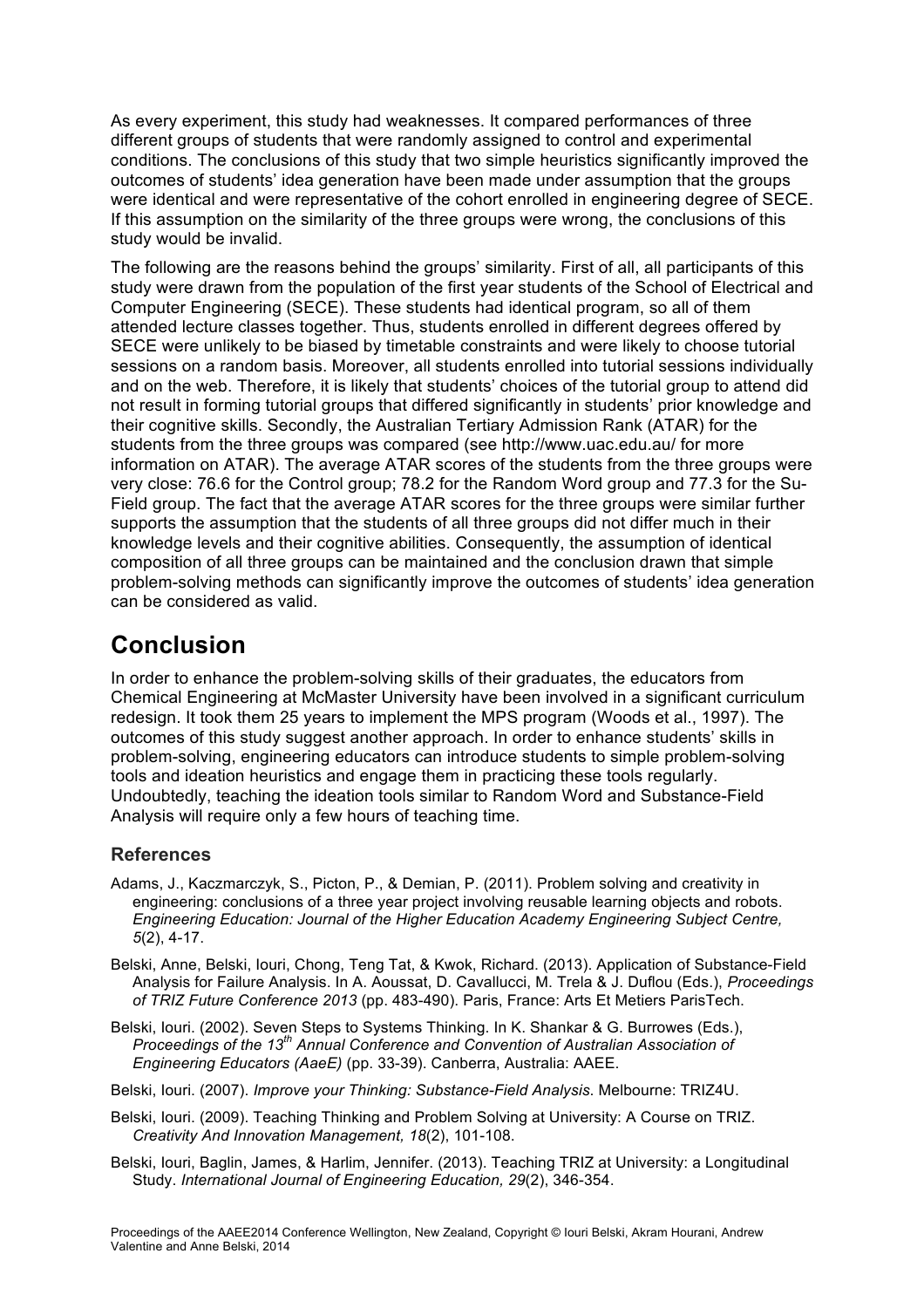As every experiment, this study had weaknesses. It compared performances of three different groups of students that were randomly assigned to control and experimental conditions. The conclusions of this study that two simple heuristics significantly improved the outcomes of students' idea generation have been made under assumption that the groups were identical and were representative of the cohort enrolled in engineering degree of SECE. If this assumption on the similarity of the three groups were wrong, the conclusions of this study would be invalid.

The following are the reasons behind the groups' similarity. First of all, all participants of this study were drawn from the population of the first year students of the School of Electrical and Computer Engineering (SECE). These students had identical program, so all of them attended lecture classes together. Thus, students enrolled in different degrees offered by SECE were unlikely to be biased by timetable constraints and were likely to choose tutorial sessions on a random basis. Moreover, all students enrolled into tutorial sessions individually and on the web. Therefore, it is likely that students' choices of the tutorial group to attend did not result in forming tutorial groups that differed significantly in students' prior knowledge and their cognitive skills. Secondly, the Australian Tertiary Admission Rank (ATAR) for the students from the three groups was compared (see http://www.uac.edu.au/ for more information on ATAR). The average ATAR scores of the students from the three groups were very close: 76.6 for the Control group; 78.2 for the Random Word group and 77.3 for the Su-Field group. The fact that the average ATAR scores for the three groups were similar further supports the assumption that the students of all three groups did not differ much in their knowledge levels and their cognitive abilities. Consequently, the assumption of identical composition of all three groups can be maintained and the conclusion drawn that simple problem-solving methods can significantly improve the outcomes of students' idea generation can be considered as valid.

# Conclusion

In order to enhance the problem-solving skills of their graduates, the educators from Chemical Engineering at McMaster University have been involved in a significant curriculum redesign. It took them 25 years to implement the MPS program (Woods et al., 1997). The outcomes of this study suggest another approach. In order to enhance students' skills in problem-solving, engineering educators can introduce students to simple problem-solving tools and ideation heuristics and engage them in practicing these tools regularly. Undoubtedly, teaching the ideation tools similar to Random Word and Substance-Field Analysis will require only a few hours of teaching time.

## References

Adams, J., Kaczmarczyk, S., Picton, P., & Demian, P. (2011). Problem solving and creativity in engineering: conclusions of a three year project involving reusable learning objects and robots. *Engineering Education: Journal of the Higher Education Academy Engineering Subject Centre, 5*(2), 4-17.

Belski, Anne, Belski, Iouri, Chong, Teng Tat, & Kwok, Richard. (2013). Application of Substance-Field Analysis for Failure Analysis. In A. Aoussat, D. Cavallucci, M. Trela & J. Duflou (Eds.), *Proceedings of TRIZ Future Conference 2013* (pp. 483-490). Paris, France: Arts Et Metiers ParisTech.

Belski, Iouri. (2002). Seven Steps to Systems Thinking. In K. Shankar & G. Burrowes (Eds.), *Proceedings of the 13th Annual Conference and Convention of Australian Association of Engineering Educators (AaeE)* (pp. 33-39). Canberra, Australia: AAEE.

Belski, Iouri. (2007). *Improve your Thinking: Substance-Field Analysis*. Melbourne: TRIZ4U.

Belski, Iouri. (2009). Teaching Thinking and Problem Solving at University: A Course on TRIZ. *Creativity And Innovation Management, 18*(2), 101-108.

Belski, Iouri, Baglin, James, & Harlim, Jennifer. (2013). Teaching TRIZ at University: a Longitudinal Study. *International Journal of Engineering Education, 29*(2), 346-354.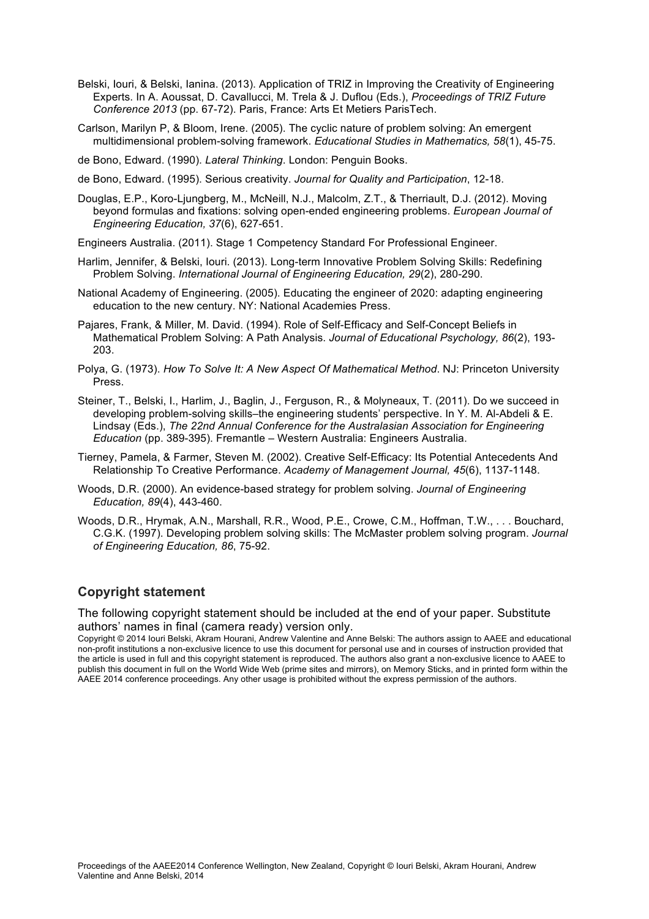Belski, Iouri, & Belski, Ianina. (2013). Application of TRIZ in Improving the Creativity of Engineering Experts. In A. Aoussat, D. Cavallucci, M. Trela & J. Duflou (Eds.), *Proceedings of TRIZ Future Conference 2013* (pp. 67-72). Paris, France: Arts Et Metiers ParisTech.

Carlson, Marilyn P, & Bloom, Irene. (2005). The cyclic nature of problem solving: An emergent multidimensional problem-solving framework. *Educational Studies in Mathematics, 58*(1), 45-75.

de Bono, Edward. (1990). *Lateral Thinking*. London: Penguin Books.

de Bono, Edward. (1995). Serious creativity. *Journal for Quality and Participation*, 12-18.

Douglas, E.P., Koro-Ljungberg, M., McNeill, N.J., Malcolm, Z.T., & Therriault, D.J. (2012). Moving beyond formulas and fixations: solving open-ended engineering problems. *European Journal of Engineering Education, 37*(6), 627-651.

Engineers Australia. (2011). Stage 1 Competency Standard For Professional Engineer.

Harlim, Jennifer, & Belski, Iouri. (2013). Long-term Innovative Problem Solving Skills: Redefining Problem Solving. *International Journal of Engineering Education, 29*(2), 280-290.

National Academy of Engineering. (2005). Educating the engineer of 2020: adapting engineering education to the new century. NY: National Academies Press.

Pajares, Frank, & Miller, M. David. (1994). Role of Self-Efficacy and Self-Concept Beliefs in Mathematical Problem Solving: A Path Analysis. *Journal of Educational Psychology, 86*(2), 193-203.

Polya, G. (1973). *How To Solve It: A New Aspect Of Mathematical Method*. NJ: Princeton University Press.

Steiner, T., Belski, I., Harlim, J., Baglin, J., Ferguson, R., & Molyneaux, T. (2011). Do we succeed in developing problem-solving skills–the engineering students' perspective. In Y. M. Al-Abdeli & E. Lindsay (Eds.), *The 22nd Annual Conference for the Australasian Association for Engineering Education* (pp. 389-395). Fremantle – Western Australia: Engineers Australia.

Tierney, Pamela, & Farmer, Steven M. (2002). Creative Self-Efficacy: Its Potential Antecedents And Relationship To Creative Performance. *Academy of Management Journal, 45*(6), 1137-1148.

Woods, D.R. (2000). An evidence-based strategy for problem solving. *Journal of Engineering Education, 89*(4), 443-460.

Woods, D.R., Hrymak, A.N., Marshall, R.R., Wood, P.E., Crowe, C.M., Hoffman, T.W., . . . Bouchard, C.G.K. (1997). Developing problem solving skills: The McMaster problem solving program. *Journal of Engineering Education, 86*, 75-92.

## Copyright statement

The following copyright statement should be included at the end of your paper. Substitute authors' names in final (camera ready) version only.

Copyright © 2014 Iouri Belski, Akram Hourani, Andrew Valentine and Anne Belski: The authors assign to AAEE and educational non-profit institutions a non-exclusive licence to use this document for personal use and in courses of instruction provided that the article is used in full and this copyright statement is reproduced. The authors also grant a non-exclusive licence to AAEE to publish this document in full on the World Wide Web (prime sites and mirrors), on Memory Sticks, and in printed form within the AAEE 2014 conference proceedings. Any other usage is prohibited without the express permission of the authors.